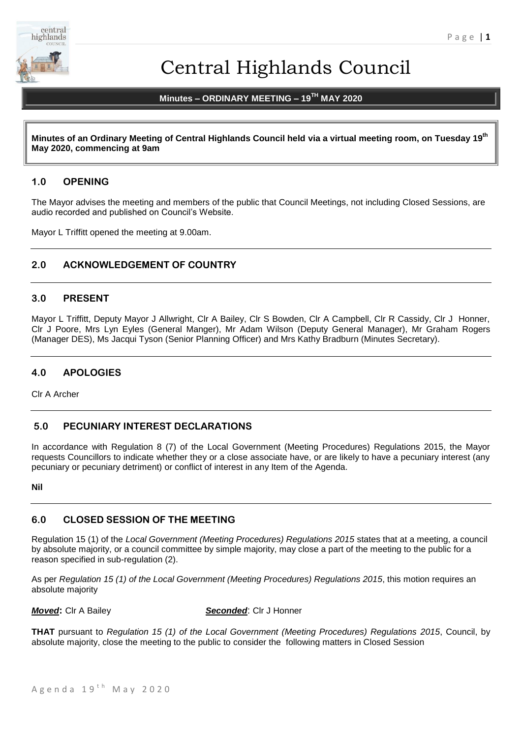# Central Highlands Council

**Minutes – ORDINARY MEETING – 19TH MAY 2020**

**Minutes of an Ordinary Meeting of Central Highlands Council held via a virtual meeting room, on Tuesday 19th May 2020, commencing at 9am**

## 1.0 OPENING

The Mayor advises the meeting and members of the public that Council Meetings, not including Closed Sessions, are audio recorded and published on Council's Website.

Mayor L Triffitt opened the meeting at 9.00am.

## 2.0 ACKNOWLEDGEMENT OF COUNTRY

## 3.0 PRESENT

Mayor L Triffitt, Deputy Mayor J Allwright, Clr A Bailey, Clr S Bowden, Clr A Campbell, Clr R Cassidy, Clr J Honner, Clr J Poore, Mrs Lyn Eyles (General Manger), Mr Adam Wilson (Deputy General Manager), Mr Graham Rogers (Manager DES), Ms Jacqui Tyson (Senior Planning Officer) and Mrs Kathy Bradburn (Minutes Secretary).

## 4.0 APOLOGIES

Clr A Archer

## 5.0 PECUNIARY INTEREST DECLARATIONS

In accordance with Regulation 8 (7) of the Local Government (Meeting Procedures) Regulations 2015, the Mayor requests Councillors to indicate whether they or a close associate have, or are likely to have a pecuniary interest (any pecuniary or pecuniary detriment) or conflict of interest in any Item of the Agenda.

**Nil**

## 6.0 CLOSED SESSION OF THE MEETING

Regulation 15 (1) of the *Local Government (Meeting Procedures) Regulations 2015* states that at a meeting, a council by absolute majority, or a council committee by simple majority, may close a part of the meeting to the public for a reason specified in sub-regulation (2).

As per *Regulation 15 (1) of the Local Government (Meeting Procedures) Regulations 2015*, this motion requires an absolute majority

***Moved*:** Clr A Bailey ***Seconded***: Clr J Honner

**THAT** pursuant to *Regulation 15 (1) of the Local Government (Meeting Procedures) Regulations 2015*, Council, by absolute majority, close the meeting to the public to consider the following matters in Closed Session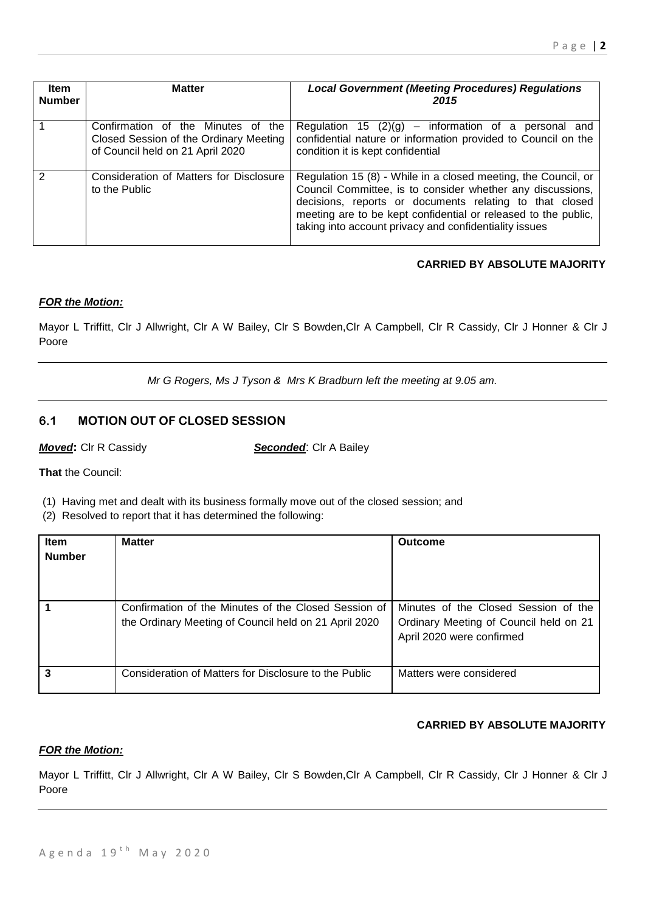| Item Number | Matter | *Local Government (Meeting Procedures) Regulations 2015* |
|---|---|---|
| 1 | Confirmation of the Minutes of the Closed Session of the Ordinary Meeting of Council held on 21 April 2020 | Regulation 15 (2)(g) – information of a personal and confidential nature or information provided to Council on the condition it is kept confidential |
| 2 | Consideration of Matters for Disclosure to the Public | Regulation 15 (8) - While in a closed meeting, the Council, or Council Committee, is to consider whether any discussions, decisions, reports or documents relating to that closed meeting are to be kept confidential or released to the public, taking into account privacy and confidentiality issues |

**CARRIED BY ABSOLUTE MAJORITY**

***FOR the Motion:***

Mayor L Triffitt, Clr J Allwright, Clr A W Bailey, Clr S Bowden,Clr A Campbell, Clr R Cassidy, Clr J Honner & Clr J Poore

---

*Mr G Rogers, Ms J Tyson & Mrs K Bradburn left the meeting at 9.05 am.*

---

## 6.1 MOTION OUT OF CLOSED SESSION

***Moved*:** Clr R Cassidy ***Seconded***: Clr A Bailey

**That** the Council:

(1) Having met and dealt with its business formally move out of the closed session; and
(2) Resolved to report that it has determined the following:

| Item Number | Matter | Outcome |
|---|---|---|
| **1** | Confirmation of the Minutes of the Closed Session of the Ordinary Meeting of Council held on 21 April 2020 | Minutes of the Closed Session of the Ordinary Meeting of Council held on 21 April 2020 were confirmed |
| **3** | Consideration of Matters for Disclosure to the Public | Matters were considered |

**CARRIED BY ABSOLUTE MAJORITY**

***FOR the Motion:***

Mayor L Triffitt, Clr J Allwright, Clr A W Bailey, Clr S Bowden,Clr A Campbell, Clr R Cassidy, Clr J Honner & Clr J Poore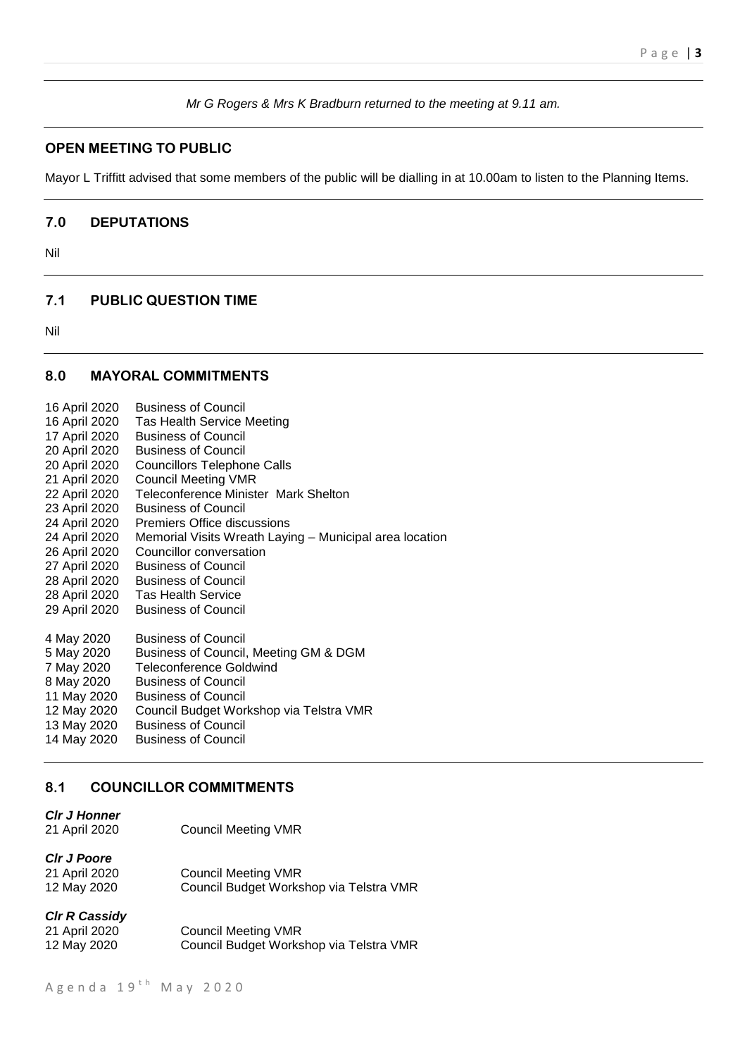*Mr G Rogers & Mrs K Bradburn returned to the meeting at 9.11 am.*

## OPEN MEETING TO PUBLIC

Mayor L Triffitt advised that some members of the public will be dialling in at 10.00am to listen to the Planning Items.

## 7.0 DEPUTATIONS

Nil

## 7.1 PUBLIC QUESTION TIME

Nil

## 8.0 MAYORAL COMMITMENTS

| | |
|---|---|
| 16 April 2020 | Business of Council |
| 16 April 2020 | Tas Health Service Meeting |
| 17 April 2020 | Business of Council |
| 20 April 2020 | Business of Council |
| 20 April 2020 | Councillors Telephone Calls |
| 21 April 2020 | Council Meeting VMR |
| 22 April 2020 | Teleconference Minister Mark Shelton |
| 23 April 2020 | Business of Council |
| 24 April 2020 | Premiers Office discussions |
| 24 April 2020 | Memorial Visits Wreath Laying – Municipal area location |
| 26 April 2020 | Councillor conversation |
| 27 April 2020 | Business of Council |
| 28 April 2020 | Business of Council |
| 28 April 2020 | Tas Health Service |
| 29 April 2020 | Business of Council |
| 4 May 2020 | Business of Council |
| 5 May 2020 | Business of Council, Meeting GM & DGM |
| 7 May 2020 | Teleconference Goldwind |
| 8 May 2020 | Business of Council |
| 11 May 2020 | Business of Council |
| 12 May 2020 | Council Budget Workshop via Telstra VMR |
| 13 May 2020 | Business of Council |
| 14 May 2020 | Business of Council |

## 8.1 COUNCILLOR COMMITMENTS

***Clr J Honner***

| | |
|---|---|
| 21 April 2020 | Council Meeting VMR |

***Clr J Poore***

| | |
|---|---|
| 21 April 2020 | Council Meeting VMR |
| 12 May 2020 | Council Budget Workshop via Telstra VMR |

***Clr R Cassidy***

| | |
|---|---|
| 21 April 2020 | Council Meeting VMR |
| 12 May 2020 | Council Budget Workshop via Telstra VMR |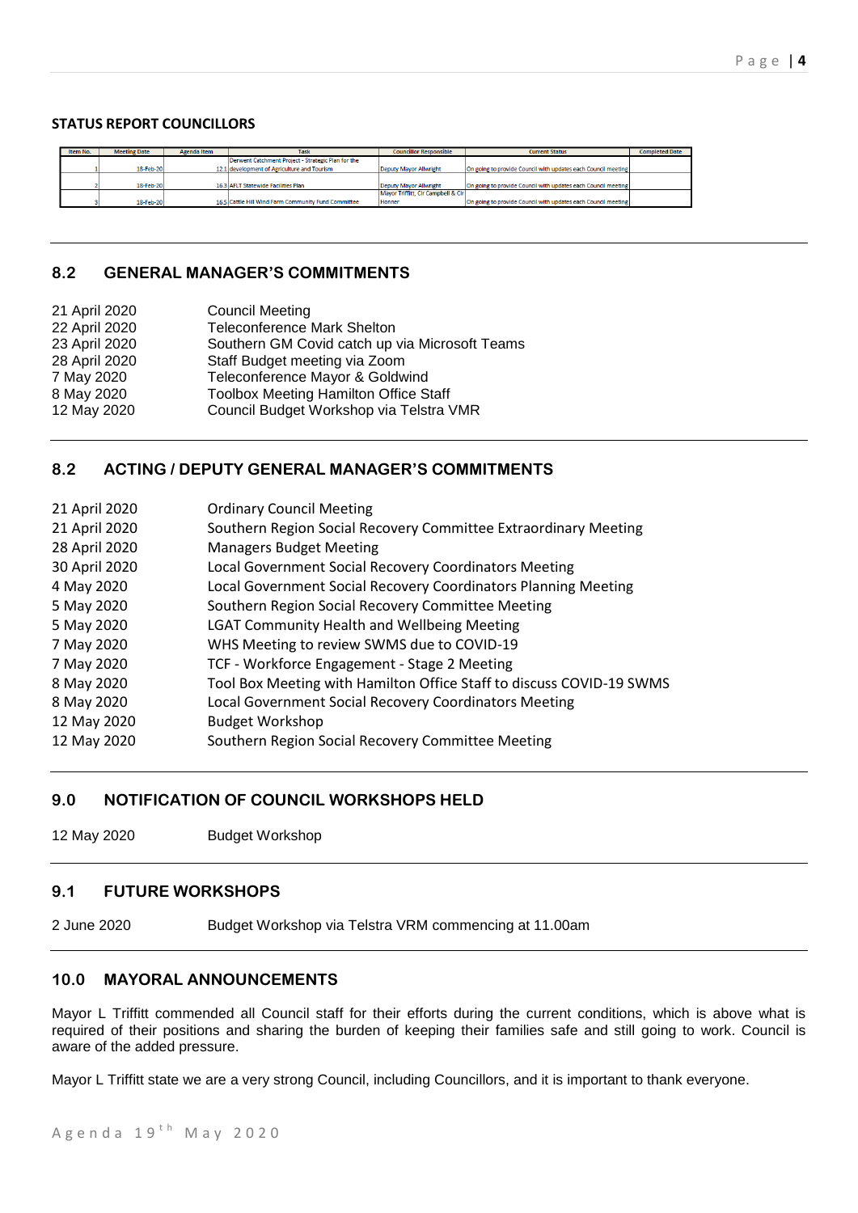**STATUS REPORT COUNCILLORS**

| Item No. | Meeting Date | Agenda Item | Task | Councillor Responsible | Current Status | Completed Date |
|---|---|---|---|---|---|---|
| 1 | 18-Feb-20 | 12.1 | Derwent Catchment Project - Strategic Plan for the development of Agriculture and Tourism | Deputy Mayor Allwright | On going to provide Council with updates each Council meeting | |
| 2 | 18-Feb-20 | 16.3 | AFLT Statewide Facilities Plan | Deputy Mayor Allwright | On going to provide Council with updates each Council meeting | |
| 3 | 18-Feb-20 | 16.5 | Cattle Hill Wind Farm Community Fund Committee | Mayor Triffitt, Clr Campbell & Clr Honner | On going to provide Council with updates each Council meeting | |

## 8.2 GENERAL MANAGER'S COMMITMENTS

| | |
|---|---|
| 21 April 2020 | Council Meeting |
| 22 April 2020 | Teleconference Mark Shelton |
| 23 April 2020 | Southern GM Covid catch up via Microsoft Teams |
| 28 April 2020 | Staff Budget meeting via Zoom |
| 7 May 2020 | Teleconference Mayor & Goldwind |
| 8 May 2020 | Toolbox Meeting Hamilton Office Staff |
| 12 May 2020 | Council Budget Workshop via Telstra VMR |

## 8.2 ACTING / DEPUTY GENERAL MANAGER'S COMMITMENTS

| | |
|---|---|
| 21 April 2020 | Ordinary Council Meeting |
| 21 April 2020 | Southern Region Social Recovery Committee Extraordinary Meeting |
| 28 April 2020 | Managers Budget Meeting |
| 30 April 2020 | Local Government Social Recovery Coordinators Meeting |
| 4 May 2020 | Local Government Social Recovery Coordinators Planning Meeting |
| 5 May 2020 | Southern Region Social Recovery Committee Meeting |
| 5 May 2020 | LGAT Community Health and Wellbeing Meeting |
| 7 May 2020 | WHS Meeting to review SWMS due to COVID-19 |
| 7 May 2020 | TCF - Workforce Engagement - Stage 2 Meeting |
| 8 May 2020 | Tool Box Meeting with Hamilton Office Staff to discuss COVID-19 SWMS |
| 8 May 2020 | Local Government Social Recovery Coordinators Meeting |
| 12 May 2020 | Budget Workshop |
| 12 May 2020 | Southern Region Social Recovery Committee Meeting |

## 9.0 NOTIFICATION OF COUNCIL WORKSHOPS HELD

12 May 2020 Budget Workshop

## 9.1 FUTURE WORKSHOPS

2 June 2020 Budget Workshop via Telstra VRM commencing at 11.00am

## 10.0 MAYORAL ANNOUNCEMENTS

Mayor L Triffitt commended all Council staff for their efforts during the current conditions, which is above what is required of their positions and sharing the burden of keeping their families safe and still going to work. Council is aware of the added pressure.

Mayor L Triffitt state we are a very strong Council, including Councillors, and it is important to thank everyone.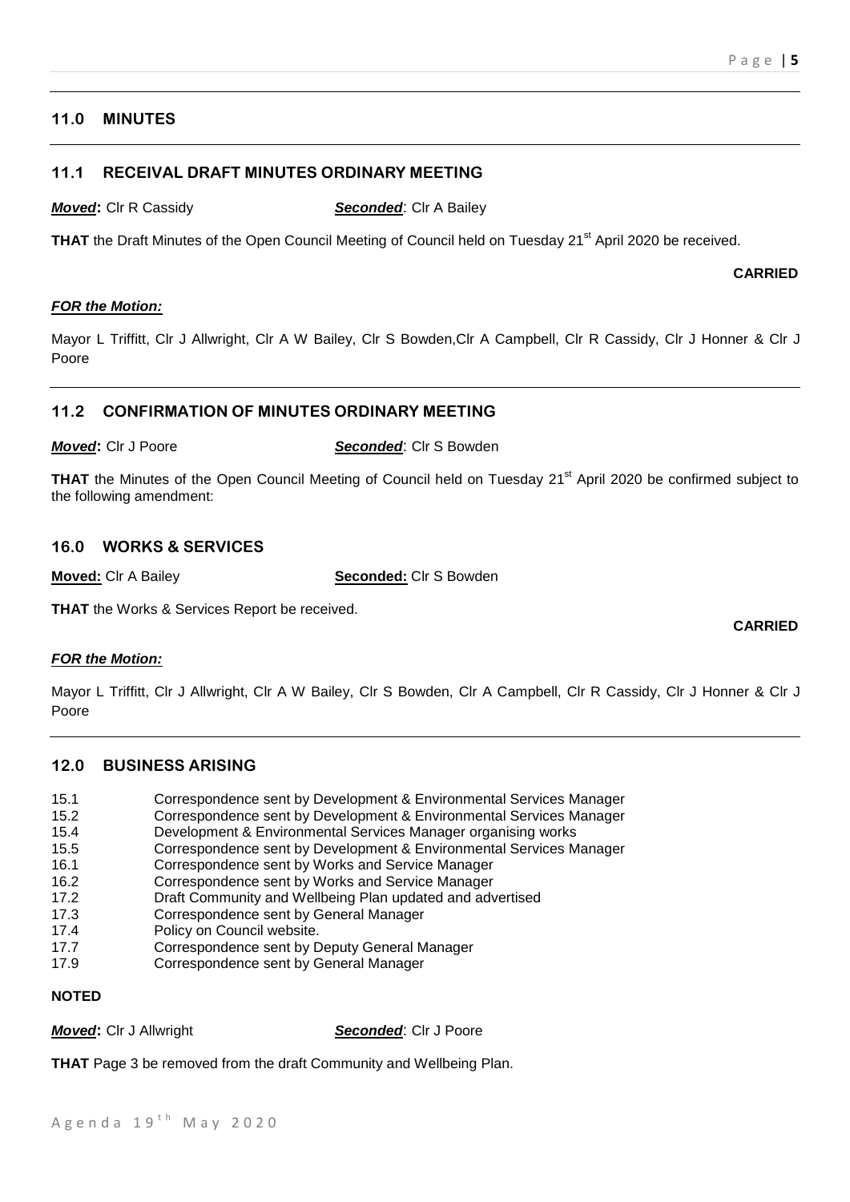## 11.0 MINUTES

### 11.1 RECEIVAL DRAFT MINUTES ORDINARY MEETING

***Moved*:** Clr R Cassidy ***Seconded***: Clr A Bailey

**THAT** the Draft Minutes of the Open Council Meeting of Council held on Tuesday 21st April 2020 be received.

**CARRIED**

***FOR the Motion:***

Mayor L Triffitt, Clr J Allwright, Clr A W Bailey, Clr S Bowden,Clr A Campbell, Clr R Cassidy, Clr J Honner & Clr J Poore

### 11.2 CONFIRMATION OF MINUTES ORDINARY MEETING

***Moved*:** Clr J Poore ***Seconded***: Clr S Bowden

**THAT** the Minutes of the Open Council Meeting of Council held on Tuesday 21st April 2020 be confirmed subject to the following amendment:

## 16.0 WORKS & SERVICES

**Moved:** Clr A Bailey **Seconded:** Clr S Bowden

**THAT** the Works & Services Report be received.

**CARRIED**

***FOR the Motion:***

Mayor L Triffitt, Clr J Allwright, Clr A W Bailey, Clr S Bowden, Clr A Campbell, Clr R Cassidy, Clr J Honner & Clr J Poore

## 12.0 BUSINESS ARISING

15.1 Correspondence sent by Development & Environmental Services Manager
15.2 Correspondence sent by Development & Environmental Services Manager
15.4 Development & Environmental Services Manager organising works
15.5 Correspondence sent by Development & Environmental Services Manager
16.1 Correspondence sent by Works and Service Manager
16.2 Correspondence sent by Works and Service Manager
17.2 Draft Community and Wellbeing Plan updated and advertised
17.3 Correspondence sent by General Manager
17.4 Policy on Council website.
17.7 Correspondence sent by Deputy General Manager
17.9 Correspondence sent by General Manager

**NOTED**

***Moved*:** Clr J Allwright ***Seconded***: Clr J Poore

**THAT** Page 3 be removed from the draft Community and Wellbeing Plan.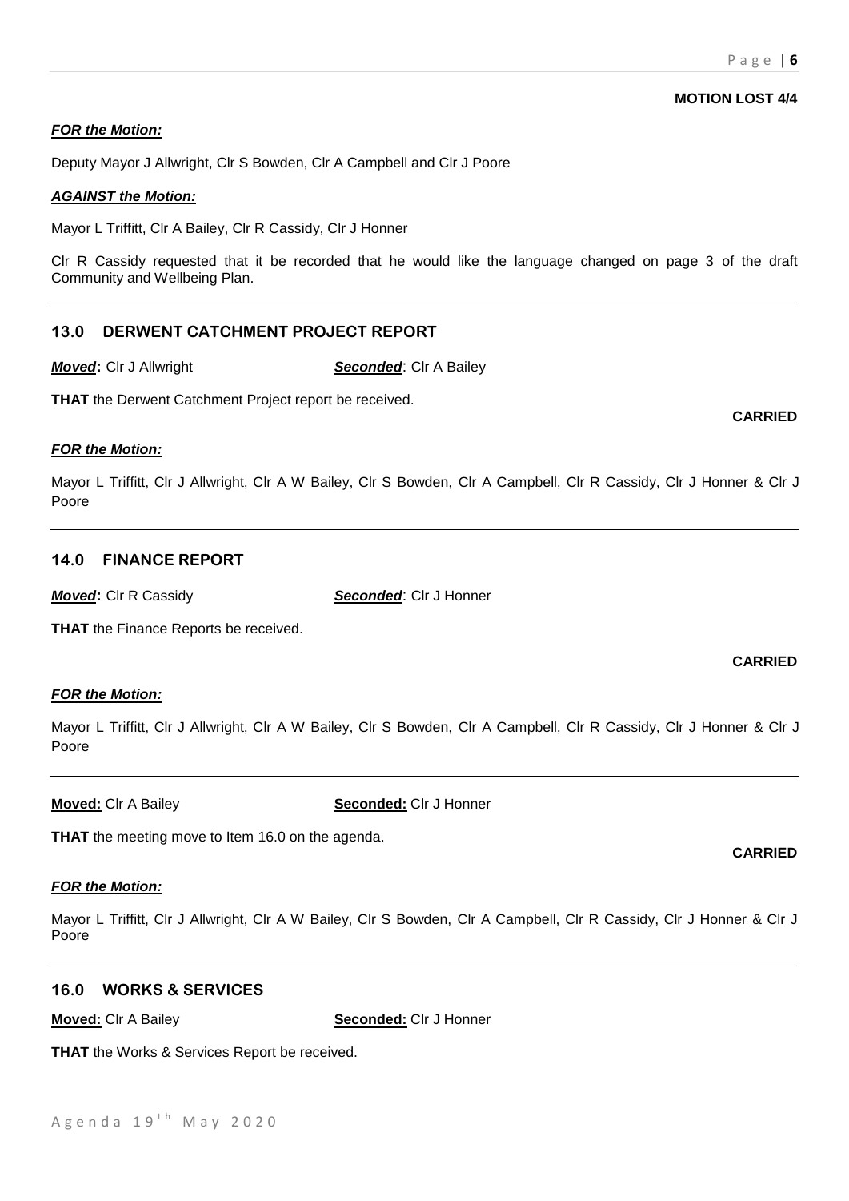**MOTION LOST 4/4**

***FOR the Motion:***

Deputy Mayor J Allwright, Clr S Bowden, Clr A Campbell and Clr J Poore

***AGAINST the Motion:***

Mayor L Triffitt, Clr A Bailey, Clr R Cassidy, Clr J Honner

Clr R Cassidy requested that it be recorded that he would like the language changed on page 3 of the draft Community and Wellbeing Plan.

---

## 13.0 DERWENT CATCHMENT PROJECT REPORT

***Moved*:** Clr J Allwright ***Seconded***: Clr A Bailey

**THAT** the Derwent Catchment Project report be received.

**CARRIED**

***FOR the Motion:***

Mayor L Triffitt, Clr J Allwright, Clr A W Bailey, Clr S Bowden, Clr A Campbell, Clr R Cassidy, Clr J Honner & Clr J Poore

---

## 14.0 FINANCE REPORT

***Moved*:** Clr R Cassidy ***Seconded***: Clr J Honner

**THAT** the Finance Reports be received.

**CARRIED**

***FOR the Motion:***

Mayor L Triffitt, Clr J Allwright, Clr A W Bailey, Clr S Bowden, Clr A Campbell, Clr R Cassidy, Clr J Honner & Clr J Poore

---

**Moved:** Clr A Bailey **Seconded:** Clr J Honner

**THAT** the meeting move to Item 16.0 on the agenda.

**CARRIED**

***FOR the Motion:***

Mayor L Triffitt, Clr J Allwright, Clr A W Bailey, Clr S Bowden, Clr A Campbell, Clr R Cassidy, Clr J Honner & Clr J Poore

---

## 16.0 WORKS & SERVICES

**Moved:** Clr A Bailey **Seconded:** Clr J Honner

**THAT** the Works & Services Report be received.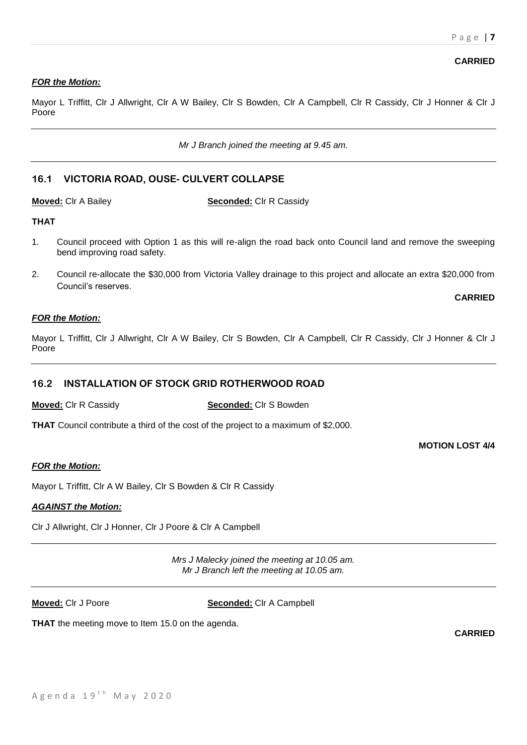**CARRIED**

***FOR the Motion:***

Mayor L Triffitt, Clr J Allwright, Clr A W Bailey, Clr S Bowden, Clr A Campbell, Clr R Cassidy, Clr J Honner & Clr J Poore

---

*Mr J Branch joined the meeting at 9.45 am.*

---

## 16.1 VICTORIA ROAD, OUSE- CULVERT COLLAPSE

**Moved:** Clr A Bailey **Seconded:** Clr R Cassidy

**THAT**

1. Council proceed with Option 1 as this will re-align the road back onto Council land and remove the sweeping bend improving road safety.
2. Council re-allocate the $30,000 from Victoria Valley drainage to this project and allocate an extra $20,000 from Council's reserves.

**CARRIED**

***FOR the Motion:***

Mayor L Triffitt, Clr J Allwright, Clr A W Bailey, Clr S Bowden, Clr A Campbell, Clr R Cassidy, Clr J Honner & Clr J Poore

---

## 16.2 INSTALLATION OF STOCK GRID ROTHERWOOD ROAD

**Moved:** Clr R Cassidy **Seconded:** Clr S Bowden

**THAT** Council contribute a third of the cost of the project to a maximum of $2,000.

**MOTION LOST 4/4**

***FOR the Motion:***

Mayor L Triffitt, Clr A W Bailey, Clr S Bowden & Clr R Cassidy

***AGAINST the Motion:***

Clr J Allwright, Clr J Honner, Clr J Poore & Clr A Campbell

---

*Mrs J Malecky joined the meeting at 10.05 am.*
*Mr J Branch left the meeting at 10.05 am.*

---

**Moved:** Clr J Poore **Seconded:** Clr A Campbell

**THAT** the meeting move to Item 15.0 on the agenda.

**CARRIED**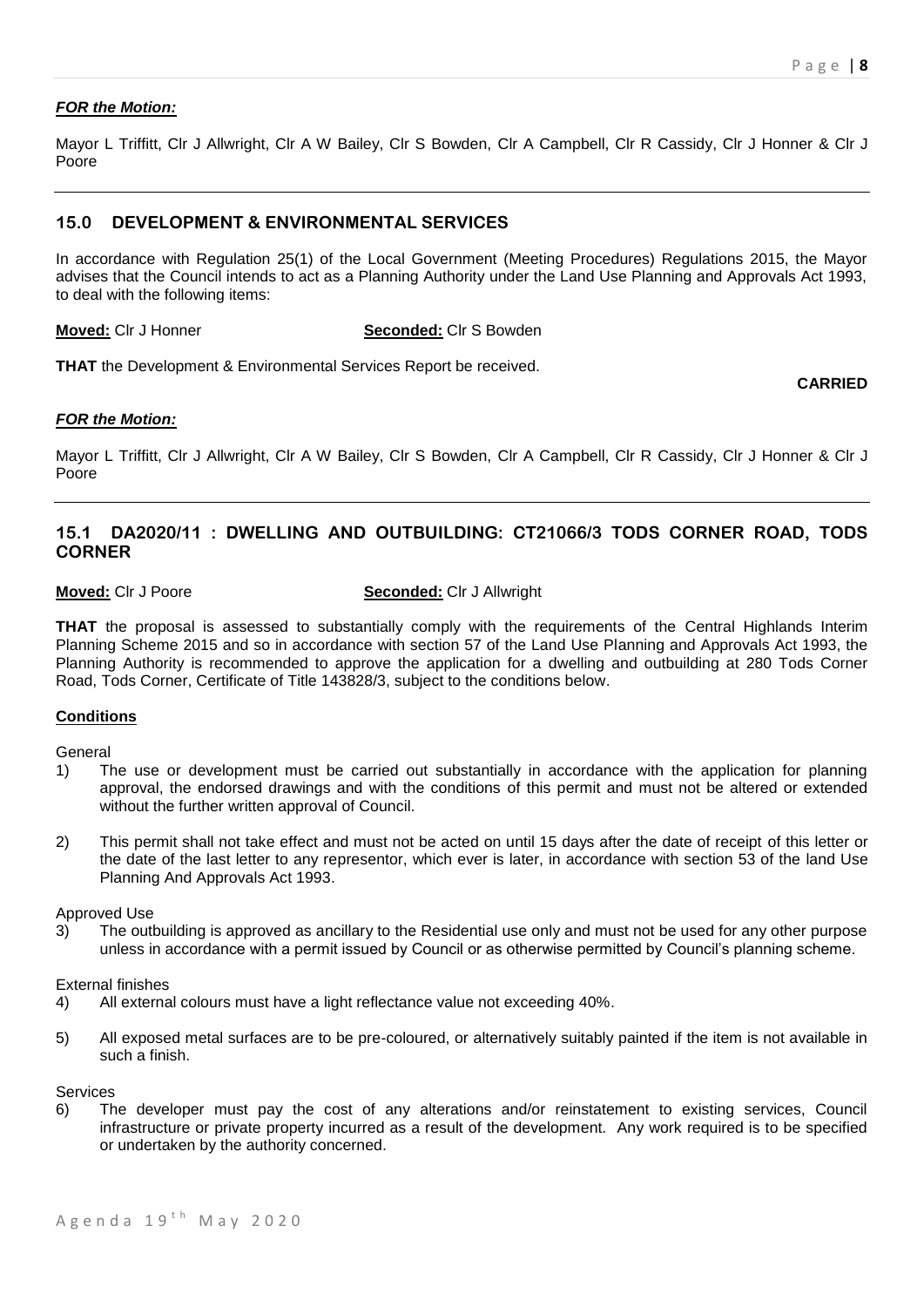***FOR the Motion:***

Mayor L Triffitt, Clr J Allwright, Clr A W Bailey, Clr S Bowden, Clr A Campbell, Clr R Cassidy, Clr J Honner & Clr J Poore

---

## 15.0 DEVELOPMENT & ENVIRONMENTAL SERVICES

In accordance with Regulation 25(1) of the Local Government (Meeting Procedures) Regulations 2015, the Mayor advises that the Council intends to act as a Planning Authority under the Land Use Planning and Approvals Act 1993, to deal with the following items:

**Moved:** Clr J Honner **Seconded:** Clr S Bowden

**THAT** the Development & Environmental Services Report be received.

**CARRIED**

***FOR the Motion:***

Mayor L Triffitt, Clr J Allwright, Clr A W Bailey, Clr S Bowden, Clr A Campbell, Clr R Cassidy, Clr J Honner & Clr J Poore

---

### 15.1 DA2020/11 : DWELLING AND OUTBUILDING: CT21066/3 TODS CORNER ROAD, TODS CORNER

**Moved:** Clr J Poore **Seconded:** Clr J Allwright

**THAT** the proposal is assessed to substantially comply with the requirements of the Central Highlands Interim Planning Scheme 2015 and so in accordance with section 57 of the Land Use Planning and Approvals Act 1993, the Planning Authority is recommended to approve the application for a dwelling and outbuilding at 280 Tods Corner Road, Tods Corner, Certificate of Title 143828/3, subject to the conditions below.

**Conditions**

General

1) The use or development must be carried out substantially in accordance with the application for planning approval, the endorsed drawings and with the conditions of this permit and must not be altered or extended without the further written approval of Council.

2) This permit shall not take effect and must not be acted on until 15 days after the date of receipt of this letter or the date of the last letter to any representor, which ever is later, in accordance with section 53 of the land Use Planning And Approvals Act 1993.

Approved Use

3) The outbuilding is approved as ancillary to the Residential use only and must not be used for any other purpose unless in accordance with a permit issued by Council or as otherwise permitted by Council's planning scheme.

External finishes

4) All external colours must have a light reflectance value not exceeding 40%.

5) All exposed metal surfaces are to be pre-coloured, or alternatively suitably painted if the item is not available in such a finish.

Services

6) The developer must pay the cost of any alterations and/or reinstatement to existing services, Council infrastructure or private property incurred as a result of the development. Any work required is to be specified or undertaken by the authority concerned.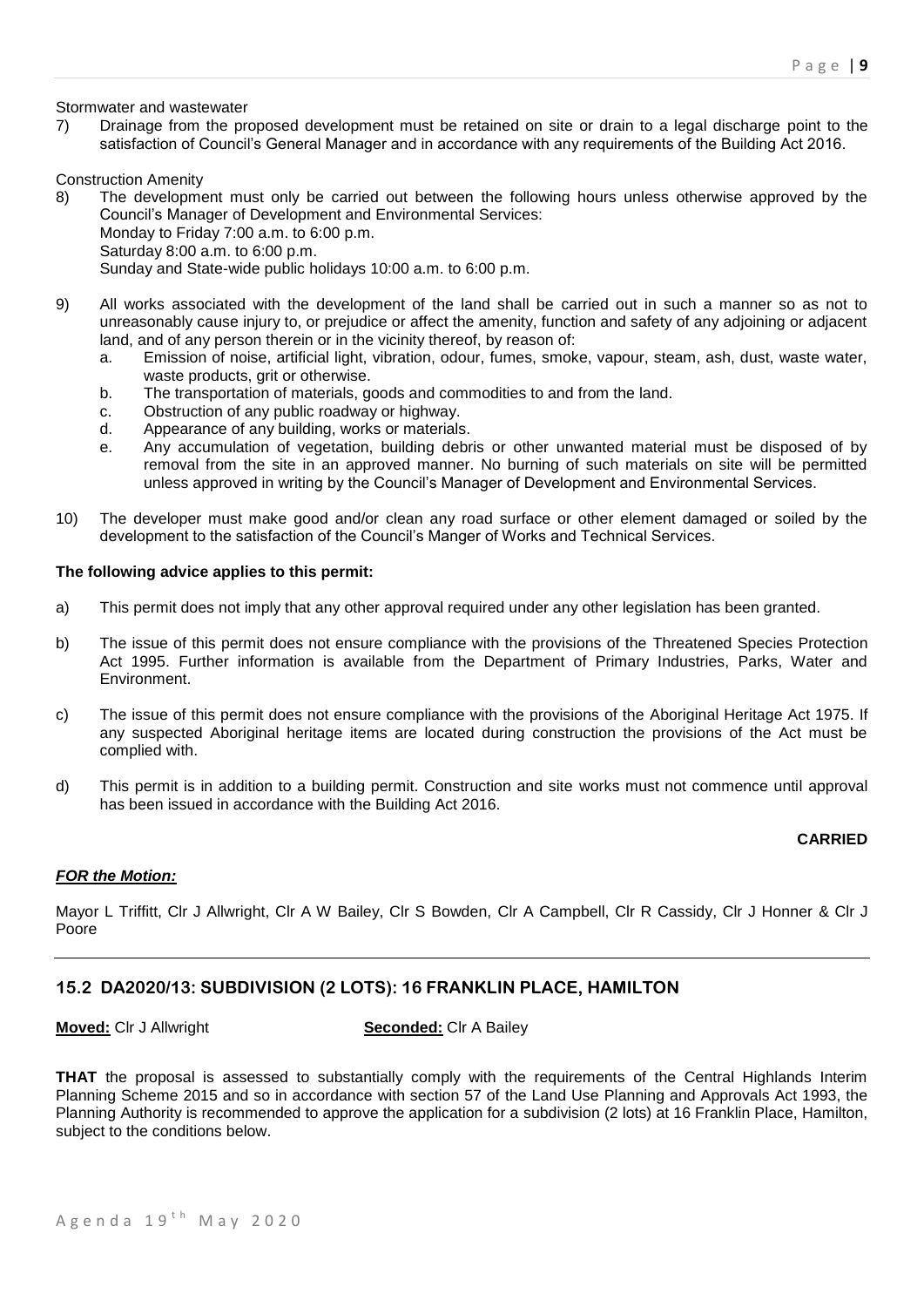Stormwater and wastewater

7) Drainage from the proposed development must be retained on site or drain to a legal discharge point to the satisfaction of Council's General Manager and in accordance with any requirements of the Building Act 2016.

Construction Amenity

8) The development must only be carried out between the following hours unless otherwise approved by the Council's Manager of Development and Environmental Services:
   Monday to Friday 7:00 a.m. to 6:00 p.m.
   Saturday 8:00 a.m. to 6:00 p.m.
   Sunday and State-wide public holidays 10:00 a.m. to 6:00 p.m.

9) All works associated with the development of the land shall be carried out in such a manner so as not to unreasonably cause injury to, or prejudice or affect the amenity, function and safety of any adjoining or adjacent land, and of any person therein or in the vicinity thereof, by reason of:
   a. Emission of noise, artificial light, vibration, odour, fumes, smoke, vapour, steam, ash, dust, waste water, waste products, grit or otherwise.
   b. The transportation of materials, goods and commodities to and from the land.
   c. Obstruction of any public roadway or highway.
   d. Appearance of any building, works or materials.
   e. Any accumulation of vegetation, building debris or other unwanted material must be disposed of by removal from the site in an approved manner. No burning of such materials on site will be permitted unless approved in writing by the Council's Manager of Development and Environmental Services.

10) The developer must make good and/or clean any road surface or other element damaged or soiled by the development to the satisfaction of the Council's Manger of Works and Technical Services.

**The following advice applies to this permit:**

a) This permit does not imply that any other approval required under any other legislation has been granted.

b) The issue of this permit does not ensure compliance with the provisions of the Threatened Species Protection Act 1995. Further information is available from the Department of Primary Industries, Parks, Water and Environment.

c) The issue of this permit does not ensure compliance with the provisions of the Aboriginal Heritage Act 1975. If any suspected Aboriginal heritage items are located during construction the provisions of the Act must be complied with.

d) This permit is in addition to a building permit. Construction and site works must not commence until approval has been issued in accordance with the Building Act 2016.

**CARRIED**

***FOR the Motion:***

Mayor L Triffitt, Clr J Allwright, Clr A W Bailey, Clr S Bowden, Clr A Campbell, Clr R Cassidy, Clr J Honner & Clr J Poore

---

## 15.2 DA2020/13: SUBDIVISION (2 LOTS): 16 FRANKLIN PLACE, HAMILTON

**Moved:** Clr J Allwright **Seconded:** Clr A Bailey

**THAT** the proposal is assessed to substantially comply with the requirements of the Central Highlands Interim Planning Scheme 2015 and so in accordance with section 57 of the Land Use Planning and Approvals Act 1993, the Planning Authority is recommended to approve the application for a subdivision (2 lots) at 16 Franklin Place, Hamilton, subject to the conditions below.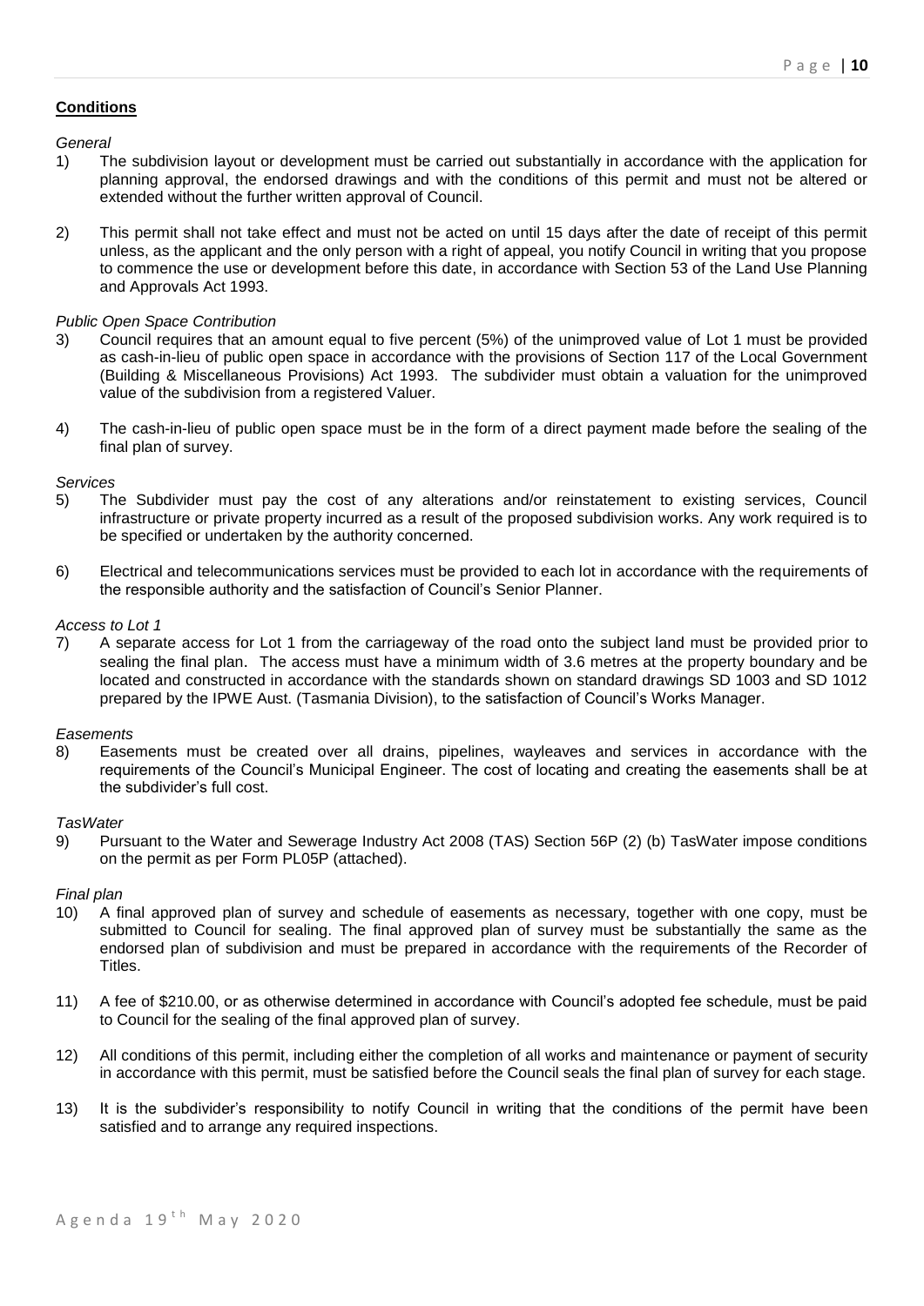**Conditions**

*General*

1) The subdivision layout or development must be carried out substantially in accordance with the application for planning approval, the endorsed drawings and with the conditions of this permit and must not be altered or extended without the further written approval of Council.

2) This permit shall not take effect and must not be acted on until 15 days after the date of receipt of this permit unless, as the applicant and the only person with a right of appeal, you notify Council in writing that you propose to commence the use or development before this date, in accordance with Section 53 of the Land Use Planning and Approvals Act 1993.

*Public Open Space Contribution*

3) Council requires that an amount equal to five percent (5%) of the unimproved value of Lot 1 must be provided as cash-in-lieu of public open space in accordance with the provisions of Section 117 of the Local Government (Building & Miscellaneous Provisions) Act 1993. The subdivider must obtain a valuation for the unimproved value of the subdivision from a registered Valuer.

4) The cash-in-lieu of public open space must be in the form of a direct payment made before the sealing of the final plan of survey.

*Services*

5) The Subdivider must pay the cost of any alterations and/or reinstatement to existing services, Council infrastructure or private property incurred as a result of the proposed subdivision works. Any work required is to be specified or undertaken by the authority concerned.

6) Electrical and telecommunications services must be provided to each lot in accordance with the requirements of the responsible authority and the satisfaction of Council's Senior Planner.

*Access to Lot 1*

7) A separate access for Lot 1 from the carriageway of the road onto the subject land must be provided prior to sealing the final plan. The access must have a minimum width of 3.6 metres at the property boundary and be located and constructed in accordance with the standards shown on standard drawings SD 1003 and SD 1012 prepared by the IPWE Aust. (Tasmania Division), to the satisfaction of Council's Works Manager.

*Easements*

8) Easements must be created over all drains, pipelines, wayleaves and services in accordance with the requirements of the Council's Municipal Engineer. The cost of locating and creating the easements shall be at the subdivider's full cost.

*TasWater*

9) Pursuant to the Water and Sewerage Industry Act 2008 (TAS) Section 56P (2) (b) TasWater impose conditions on the permit as per Form PL05P (attached).

*Final plan*

10) A final approved plan of survey and schedule of easements as necessary, together with one copy, must be submitted to Council for sealing. The final approved plan of survey must be substantially the same as the endorsed plan of subdivision and must be prepared in accordance with the requirements of the Recorder of Titles.

11) A fee of $210.00, or as otherwise determined in accordance with Council's adopted fee schedule, must be paid to Council for the sealing of the final approved plan of survey.

12) All conditions of this permit, including either the completion of all works and maintenance or payment of security in accordance with this permit, must be satisfied before the Council seals the final plan of survey for each stage.

13) It is the subdivider's responsibility to notify Council in writing that the conditions of the permit have been satisfied and to arrange any required inspections.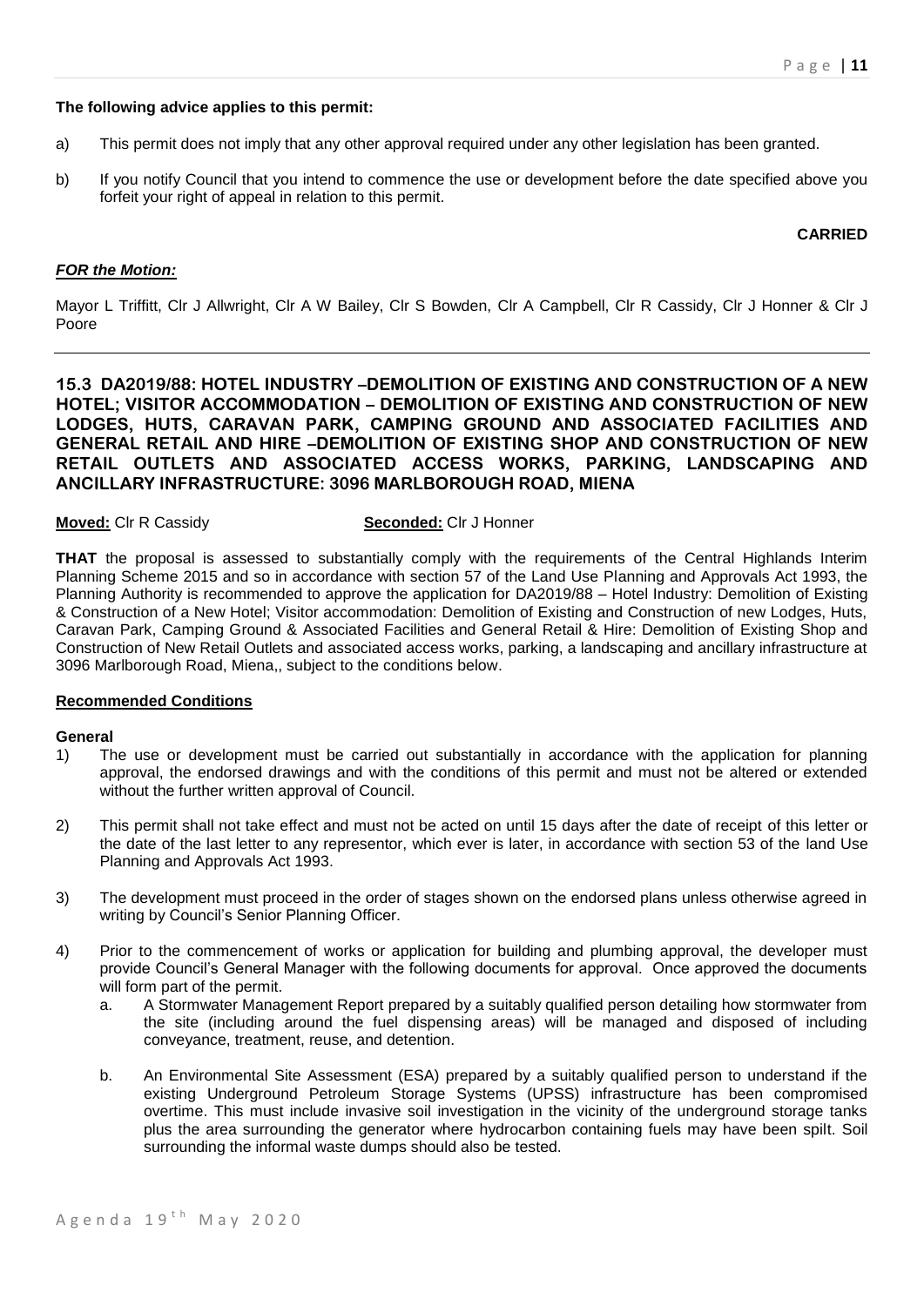**The following advice applies to this permit:**

a) This permit does not imply that any other approval required under any other legislation has been granted.

b) If you notify Council that you intend to commence the use or development before the date specified above you forfeit your right of appeal in relation to this permit.

**CARRIED**

***FOR the Motion:***

Mayor L Triffitt, Clr J Allwright, Clr A W Bailey, Clr S Bowden, Clr A Campbell, Clr R Cassidy, Clr J Honner & Clr J Poore

## 15.3 DA2019/88: HOTEL INDUSTRY –DEMOLITION OF EXISTING AND CONSTRUCTION OF A NEW HOTEL; VISITOR ACCOMMODATION – DEMOLITION OF EXISTING AND CONSTRUCTION OF NEW LODGES, HUTS, CARAVAN PARK, CAMPING GROUND AND ASSOCIATED FACILITIES AND GENERAL RETAIL AND HIRE –DEMOLITION OF EXISTING SHOP AND CONSTRUCTION OF NEW RETAIL OUTLETS AND ASSOCIATED ACCESS WORKS, PARKING, LANDSCAPING AND ANCILLARY INFRASTRUCTURE: 3096 MARLBOROUGH ROAD, MIENA

**Moved:** Clr R Cassidy **Seconded:** Clr J Honner

**THAT** the proposal is assessed to substantially comply with the requirements of the Central Highlands Interim Planning Scheme 2015 and so in accordance with section 57 of the Land Use Planning and Approvals Act 1993, the Planning Authority is recommended to approve the application for DA2019/88 – Hotel Industry: Demolition of Existing & Construction of a New Hotel; Visitor accommodation: Demolition of Existing and Construction of new Lodges, Huts, Caravan Park, Camping Ground & Associated Facilities and General Retail & Hire: Demolition of Existing Shop and Construction of New Retail Outlets and associated access works, parking, a landscaping and ancillary infrastructure at 3096 Marlborough Road, Miena,, subject to the conditions below.

**Recommended Conditions**

**General**

1) The use or development must be carried out substantially in accordance with the application for planning approval, the endorsed drawings and with the conditions of this permit and must not be altered or extended without the further written approval of Council.

2) This permit shall not take effect and must not be acted on until 15 days after the date of receipt of this letter or the date of the last letter to any representor, which ever is later, in accordance with section 53 of the land Use Planning and Approvals Act 1993.

3) The development must proceed in the order of stages shown on the endorsed plans unless otherwise agreed in writing by Council's Senior Planning Officer.

4) Prior to the commencement of works or application for building and plumbing approval, the developer must provide Council's General Manager with the following documents for approval. Once approved the documents will form part of the permit.

   a. A Stormwater Management Report prepared by a suitably qualified person detailing how stormwater from the site (including around the fuel dispensing areas) will be managed and disposed of including conveyance, treatment, reuse, and detention.

   b. An Environmental Site Assessment (ESA) prepared by a suitably qualified person to understand if the existing Underground Petroleum Storage Systems (UPSS) infrastructure has been compromised overtime. This must include invasive soil investigation in the vicinity of the underground storage tanks plus the area surrounding the generator where hydrocarbon containing fuels may have been spilt. Soil surrounding the informal waste dumps should also be tested.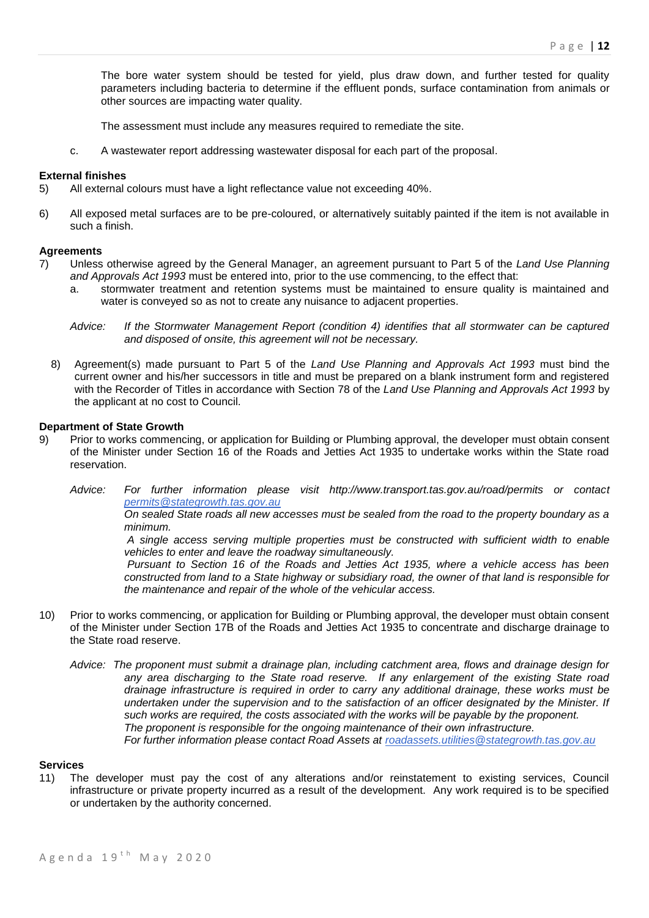The bore water system should be tested for yield, plus draw down, and further tested for quality parameters including bacteria to determine if the effluent ponds, surface contamination from animals or other sources are impacting water quality.

The assessment must include any measures required to remediate the site.

c. A wastewater report addressing wastewater disposal for each part of the proposal.

**External finishes**

5) All external colours must have a light reflectance value not exceeding 40%.

6) All exposed metal surfaces are to be pre-coloured, or alternatively suitably painted if the item is not available in such a finish.

**Agreements**

7) Unless otherwise agreed by the General Manager, an agreement pursuant to Part 5 of the *Land Use Planning and Approvals Act 1993* must be entered into, prior to the use commencing, to the effect that:
   a. stormwater treatment and retention systems must be maintained to ensure quality is maintained and water is conveyed so as not to create any nuisance to adjacent properties.

   *Advice: If the Stormwater Management Report (condition 4) identifies that all stormwater can be captured and disposed of onsite, this agreement will not be necessary.*

8) Agreement(s) made pursuant to Part 5 of the *Land Use Planning and Approvals Act 1993* must bind the current owner and his/her successors in title and must be prepared on a blank instrument form and registered with the Recorder of Titles in accordance with Section 78 of the *Land Use Planning and Approvals Act 1993* by the applicant at no cost to Council.

**Department of State Growth**

9) Prior to works commencing, or application for Building or Plumbing approval, the developer must obtain consent of the Minister under Section 16 of the Roads and Jetties Act 1935 to undertake works within the State road reservation.

   *Advice: For further information please visit http://www.transport.tas.gov.au/road/permits or contact permits@stategrowth.tas.gov.au*
   *On sealed State roads all new accesses must be sealed from the road to the property boundary as a minimum.*
   *A single access serving multiple properties must be constructed with sufficient width to enable vehicles to enter and leave the roadway simultaneously.*
   *Pursuant to Section 16 of the Roads and Jetties Act 1935, where a vehicle access has been constructed from land to a State highway or subsidiary road, the owner of that land is responsible for the maintenance and repair of the whole of the vehicular access.*

10) Prior to works commencing, or application for Building or Plumbing approval, the developer must obtain consent of the Minister under Section 17B of the Roads and Jetties Act 1935 to concentrate and discharge drainage to the State road reserve.

   *Advice: The proponent must submit a drainage plan, including catchment area, flows and drainage design for any area discharging to the State road reserve. If any enlargement of the existing State road drainage infrastructure is required in order to carry any additional drainage, these works must be undertaken under the supervision and to the satisfaction of an officer designated by the Minister. If such works are required, the costs associated with the works will be payable by the proponent.*
   *The proponent is responsible for the ongoing maintenance of their own infrastructure.*
   *For further information please contact Road Assets at roadassets.utilities@stategrowth.tas.gov.au*

**Services**

11) The developer must pay the cost of any alterations and/or reinstatement to existing services, Council infrastructure or private property incurred as a result of the development. Any work required is to be specified or undertaken by the authority concerned.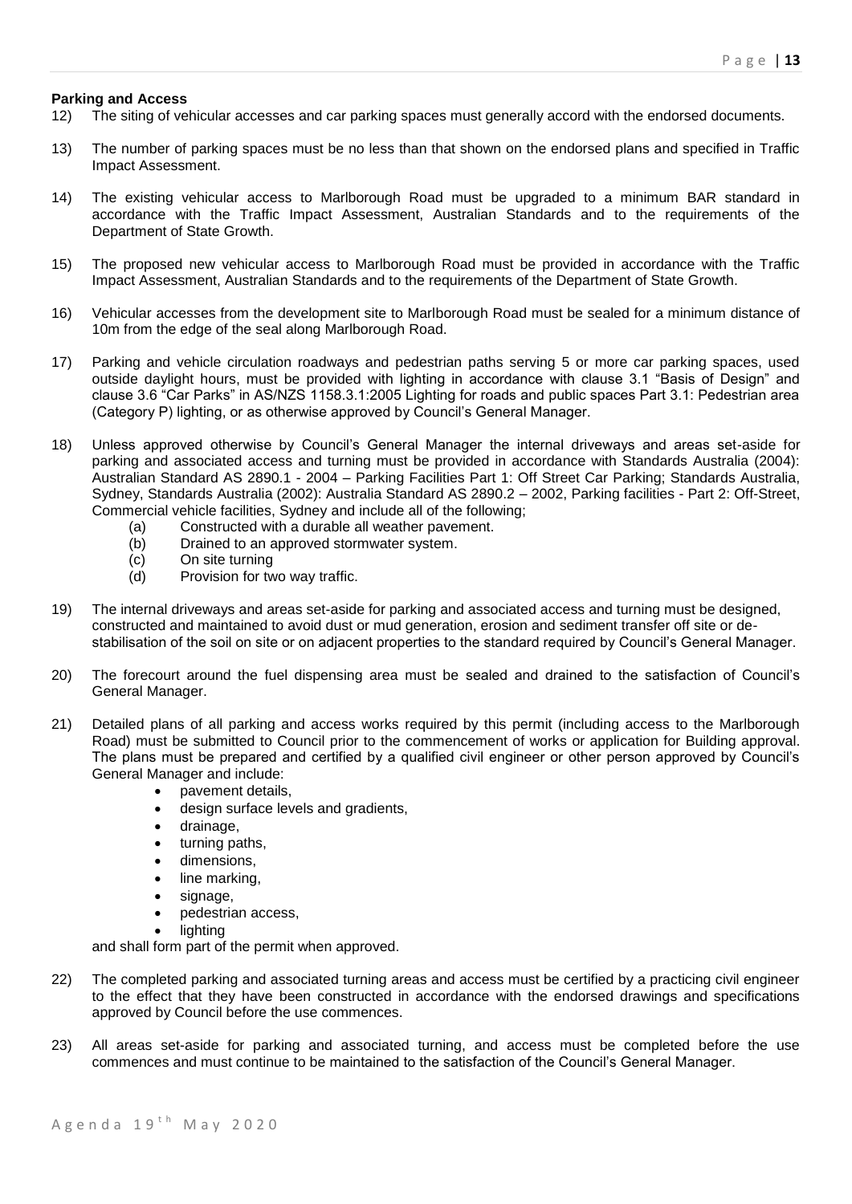**Parking and Access**

12) The siting of vehicular accesses and car parking spaces must generally accord with the endorsed documents.

13) The number of parking spaces must be no less than that shown on the endorsed plans and specified in Traffic Impact Assessment.

14) The existing vehicular access to Marlborough Road must be upgraded to a minimum BAR standard in accordance with the Traffic Impact Assessment, Australian Standards and to the requirements of the Department of State Growth.

15) The proposed new vehicular access to Marlborough Road must be provided in accordance with the Traffic Impact Assessment, Australian Standards and to the requirements of the Department of State Growth.

16) Vehicular accesses from the development site to Marlborough Road must be sealed for a minimum distance of 10m from the edge of the seal along Marlborough Road.

17) Parking and vehicle circulation roadways and pedestrian paths serving 5 or more car parking spaces, used outside daylight hours, must be provided with lighting in accordance with clause 3.1 "Basis of Design" and clause 3.6 "Car Parks" in AS/NZS 1158.3.1:2005 Lighting for roads and public spaces Part 3.1: Pedestrian area (Category P) lighting, or as otherwise approved by Council's General Manager.

18) Unless approved otherwise by Council's General Manager the internal driveways and areas set-aside for parking and associated access and turning must be provided in accordance with Standards Australia (2004): Australian Standard AS 2890.1 - 2004 – Parking Facilities Part 1: Off Street Car Parking; Standards Australia, Sydney, Standards Australia (2002): Australia Standard AS 2890.2 – 2002, Parking facilities - Part 2: Off-Street, Commercial vehicle facilities, Sydney and include all of the following;
    (a) Constructed with a durable all weather pavement.
    (b) Drained to an approved stormwater system.
    (c) On site turning
    (d) Provision for two way traffic.

19) The internal driveways and areas set-aside for parking and associated access and turning must be designed, constructed and maintained to avoid dust or mud generation, erosion and sediment transfer off site or de-stabilisation of the soil on site or on adjacent properties to the standard required by Council's General Manager.

20) The forecourt around the fuel dispensing area must be sealed and drained to the satisfaction of Council's General Manager.

21) Detailed plans of all parking and access works required by this permit (including access to the Marlborough Road) must be submitted to Council prior to the commencement of works or application for Building approval. The plans must be prepared and certified by a qualified civil engineer or other person approved by Council's General Manager and include:
    - pavement details,
    - design surface levels and gradients,
    - drainage,
    - turning paths,
    - dimensions,
    - line marking,
    - signage,
    - pedestrian access,
    - lighting

    and shall form part of the permit when approved.

22) The completed parking and associated turning areas and access must be certified by a practicing civil engineer to the effect that they have been constructed in accordance with the endorsed drawings and specifications approved by Council before the use commences.

23) All areas set-aside for parking and associated turning, and access must be completed before the use commences and must continue to be maintained to the satisfaction of the Council's General Manager.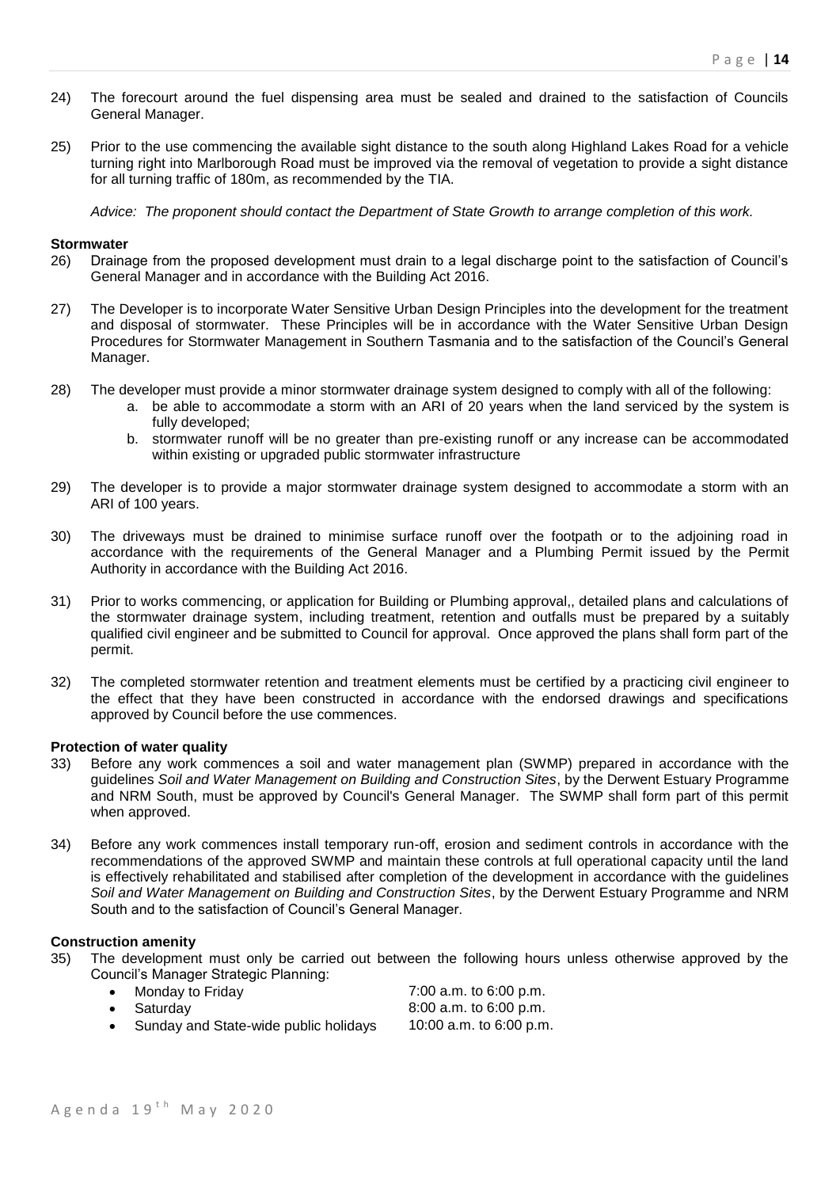24) The forecourt around the fuel dispensing area must be sealed and drained to the satisfaction of Councils General Manager.

25) Prior to the use commencing the available sight distance to the south along Highland Lakes Road for a vehicle turning right into Marlborough Road must be improved via the removal of vegetation to provide a sight distance for all turning traffic of 180m, as recommended by the TIA.

    *Advice: The proponent should contact the Department of State Growth to arrange completion of this work.*

**Stormwater**

26) Drainage from the proposed development must drain to a legal discharge point to the satisfaction of Council's General Manager and in accordance with the Building Act 2016.

27) The Developer is to incorporate Water Sensitive Urban Design Principles into the development for the treatment and disposal of stormwater. These Principles will be in accordance with the Water Sensitive Urban Design Procedures for Stormwater Management in Southern Tasmania and to the satisfaction of the Council's General Manager.

28) The developer must provide a minor stormwater drainage system designed to comply with all of the following:
    a. be able to accommodate a storm with an ARI of 20 years when the land serviced by the system is fully developed;
    b. stormwater runoff will be no greater than pre-existing runoff or any increase can be accommodated within existing or upgraded public stormwater infrastructure

29) The developer is to provide a major stormwater drainage system designed to accommodate a storm with an ARI of 100 years.

30) The driveways must be drained to minimise surface runoff over the footpath or to the adjoining road in accordance with the requirements of the General Manager and a Plumbing Permit issued by the Permit Authority in accordance with the Building Act 2016.

31) Prior to works commencing, or application for Building or Plumbing approval,, detailed plans and calculations of the stormwater drainage system, including treatment, retention and outfalls must be prepared by a suitably qualified civil engineer and be submitted to Council for approval. Once approved the plans shall form part of the permit.

32) The completed stormwater retention and treatment elements must be certified by a practicing civil engineer to the effect that they have been constructed in accordance with the endorsed drawings and specifications approved by Council before the use commences.

**Protection of water quality**

33) Before any work commences a soil and water management plan (SWMP) prepared in accordance with the guidelines *Soil and Water Management on Building and Construction Sites*, by the Derwent Estuary Programme and NRM South, must be approved by Council's General Manager. The SWMP shall form part of this permit when approved.

34) Before any work commences install temporary run-off, erosion and sediment controls in accordance with the recommendations of the approved SWMP and maintain these controls at full operational capacity until the land is effectively rehabilitated and stabilised after completion of the development in accordance with the guidelines *Soil and Water Management on Building and Construction Sites*, by the Derwent Estuary Programme and NRM South and to the satisfaction of Council's General Manager.

**Construction amenity**

35) The development must only be carried out between the following hours unless otherwise approved by the Council's Manager Strategic Planning:

    - Monday to Friday — 7:00 a.m. to 6:00 p.m.
    - Saturday — 8:00 a.m. to 6:00 p.m.
    - Sunday and State-wide public holidays — 10:00 a.m. to 6:00 p.m.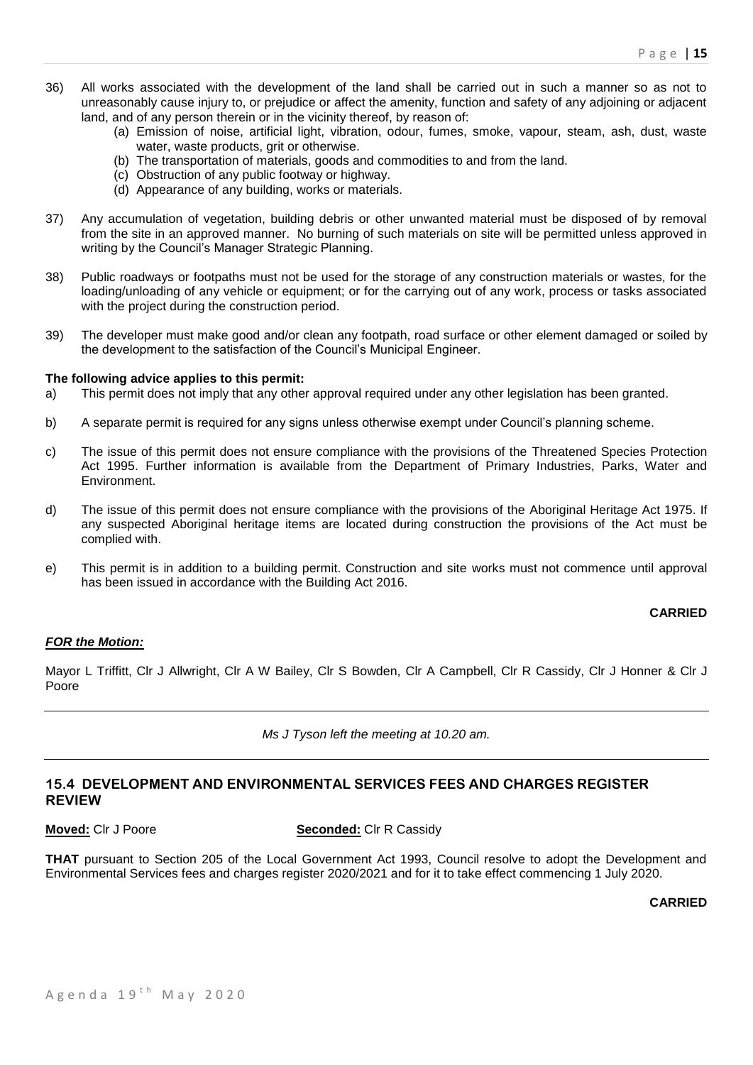36) All works associated with the development of the land shall be carried out in such a manner so as not to unreasonably cause injury to, or prejudice or affect the amenity, function and safety of any adjoining or adjacent land, and of any person therein or in the vicinity thereof, by reason of:
    (a) Emission of noise, artificial light, vibration, odour, fumes, smoke, vapour, steam, ash, dust, waste water, waste products, grit or otherwise.
    (b) The transportation of materials, goods and commodities to and from the land.
    (c) Obstruction of any public footway or highway.
    (d) Appearance of any building, works or materials.

37) Any accumulation of vegetation, building debris or other unwanted material must be disposed of by removal from the site in an approved manner. No burning of such materials on site will be permitted unless approved in writing by the Council's Manager Strategic Planning.

38) Public roadways or footpaths must not be used for the storage of any construction materials or wastes, for the loading/unloading of any vehicle or equipment; or for the carrying out of any work, process or tasks associated with the project during the construction period.

39) The developer must make good and/or clean any footpath, road surface or other element damaged or soiled by the development to the satisfaction of the Council's Municipal Engineer.

**The following advice applies to this permit:**

a) This permit does not imply that any other approval required under any other legislation has been granted.

b) A separate permit is required for any signs unless otherwise exempt under Council's planning scheme.

c) The issue of this permit does not ensure compliance with the provisions of the Threatened Species Protection Act 1995. Further information is available from the Department of Primary Industries, Parks, Water and Environment.

d) The issue of this permit does not ensure compliance with the provisions of the Aboriginal Heritage Act 1975. If any suspected Aboriginal heritage items are located during construction the provisions of the Act must be complied with.

e) This permit is in addition to a building permit. Construction and site works must not commence until approval has been issued in accordance with the Building Act 2016.

**CARRIED**

***FOR the Motion:***

Mayor L Triffitt, Clr J Allwright, Clr A W Bailey, Clr S Bowden, Clr A Campbell, Clr R Cassidy, Clr J Honner & Clr J Poore

---

*Ms J Tyson left the meeting at 10.20 am.*

---

## 15.4 DEVELOPMENT AND ENVIRONMENTAL SERVICES FEES AND CHARGES REGISTER REVIEW

**Moved:** Clr J Poore **Seconded:** Clr R Cassidy

**THAT** pursuant to Section 205 of the Local Government Act 1993, Council resolve to adopt the Development and Environmental Services fees and charges register 2020/2021 and for it to take effect commencing 1 July 2020.

**CARRIED**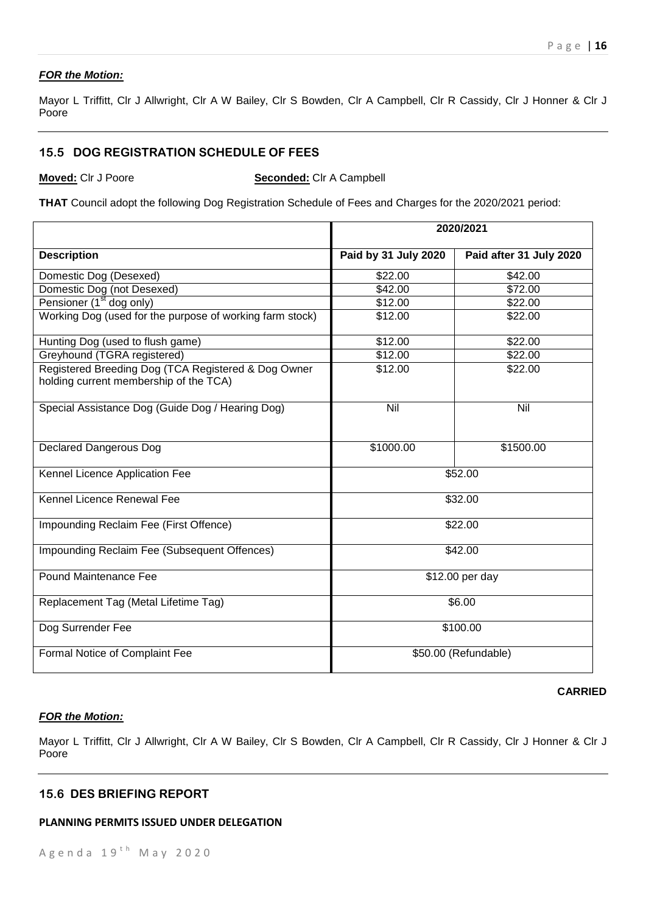***FOR the Motion:***

Mayor L Triffitt, Clr J Allwright, Clr A W Bailey, Clr S Bowden, Clr A Campbell, Clr R Cassidy, Clr J Honner & Clr J Poore

---

### 15.5 DOG REGISTRATION SCHEDULE OF FEES

**Moved:** Clr J Poore **Seconded:** Clr A Campbell

**THAT** Council adopt the following Dog Registration Schedule of Fees and Charges for the 2020/2021 period:

| | 2020/2021 | |
|---|---|---|
| **Description** | **Paid by 31 July 2020** | **Paid after 31 July 2020** |
| Domestic Dog (Desexed) | $22.00 | $42.00 |
| Domestic Dog (not Desexed) | $42.00 | $72.00 |
| Pensioner (1st dog only) | $12.00 | $22.00 |
| Working Dog (used for the purpose of working farm stock) | $12.00 | $22.00 |
| Hunting Dog (used to flush game) | $12.00 | $22.00 |
| Greyhound (TGRA registered) | $12.00 | $22.00 |
| Registered Breeding Dog (TCA Registered & Dog Owner holding current membership of the TCA) | $12.00 | $22.00 |
| Special Assistance Dog (Guide Dog / Hearing Dog) | Nil | Nil |
| Declared Dangerous Dog | $1000.00 | $1500.00 |
| Kennel Licence Application Fee | $52.00 | |
| Kennel Licence Renewal Fee | $32.00 | |
| Impounding Reclaim Fee (First Offence) | $22.00 | |
| Impounding Reclaim Fee (Subsequent Offences) | $42.00 | |
| Pound Maintenance Fee | $12.00 per day | |
| Replacement Tag (Metal Lifetime Tag) | $6.00 | |
| Dog Surrender Fee | $100.00 | |
| Formal Notice of Complaint Fee | $50.00 (Refundable) | |

**CARRIED**

***FOR the Motion:***

Mayor L Triffitt, Clr J Allwright, Clr A W Bailey, Clr S Bowden, Clr A Campbell, Clr R Cassidy, Clr J Honner & Clr J Poore

---

### 15.6 DES BRIEFING REPORT

**PLANNING PERMITS ISSUED UNDER DELEGATION**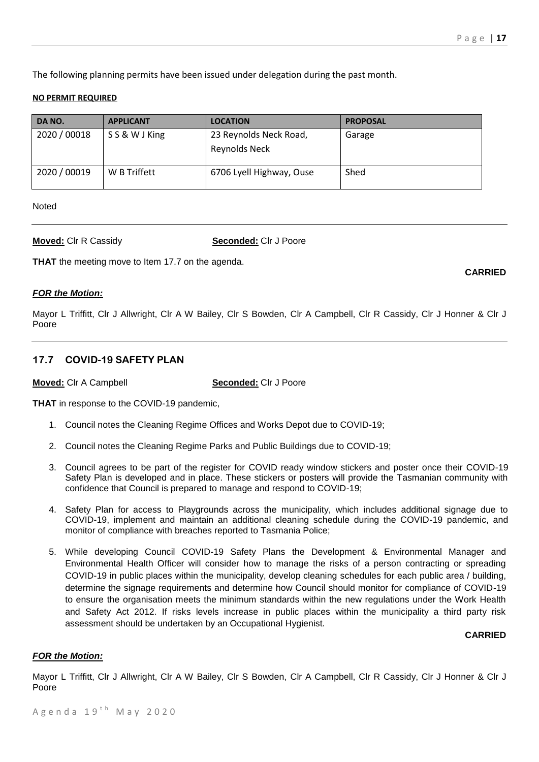The following planning permits have been issued under delegation during the past month.

**NO PERMIT REQUIRED**

| DA NO. | APPLICANT | LOCATION | PROPOSAL |
|---|---|---|---|
| 2020 / 00018 | S S & W J King | 23 Reynolds Neck Road, Reynolds Neck | Garage |
| 2020 / 00019 | W B Triffett | 6706 Lyell Highway, Ouse | Shed |

Noted

---

**Moved:** Clr R Cassidy **Seconded:** Clr J Poore

**THAT** the meeting move to Item 17.7 on the agenda.

**CARRIED**

***FOR the Motion:***

Mayor L Triffitt, Clr J Allwright, Clr A W Bailey, Clr S Bowden, Clr A Campbell, Clr R Cassidy, Clr J Honner & Clr J Poore

---

## 17.7 COVID-19 SAFETY PLAN

**Moved:** Clr A Campbell **Seconded:** Clr J Poore

**THAT** in response to the COVID-19 pandemic,

1. Council notes the Cleaning Regime Offices and Works Depot due to COVID-19;
2. Council notes the Cleaning Regime Parks and Public Buildings due to COVID-19;
3. Council agrees to be part of the register for COVID ready window stickers and poster once their COVID-19 Safety Plan is developed and in place. These stickers or posters will provide the Tasmanian community with confidence that Council is prepared to manage and respond to COVID-19;
4. Safety Plan for access to Playgrounds across the municipality, which includes additional signage due to COVID-19, implement and maintain an additional cleaning schedule during the COVID-19 pandemic, and monitor of compliance with breaches reported to Tasmania Police;
5. While developing Council COVID-19 Safety Plans the Development & Environmental Manager and Environmental Health Officer will consider how to manage the risks of a person contracting or spreading COVID-19 in public places within the municipality, develop cleaning schedules for each public area / building, determine the signage requirements and determine how Council should monitor for compliance of COVID-19 to ensure the organisation meets the minimum standards within the new regulations under the Work Health and Safety Act 2012. If risks levels increase in public places within the municipality a third party risk assessment should be undertaken by an Occupational Hygienist.

**CARRIED**

***FOR the Motion:***

Mayor L Triffitt, Clr J Allwright, Clr A W Bailey, Clr S Bowden, Clr A Campbell, Clr R Cassidy, Clr J Honner & Clr J Poore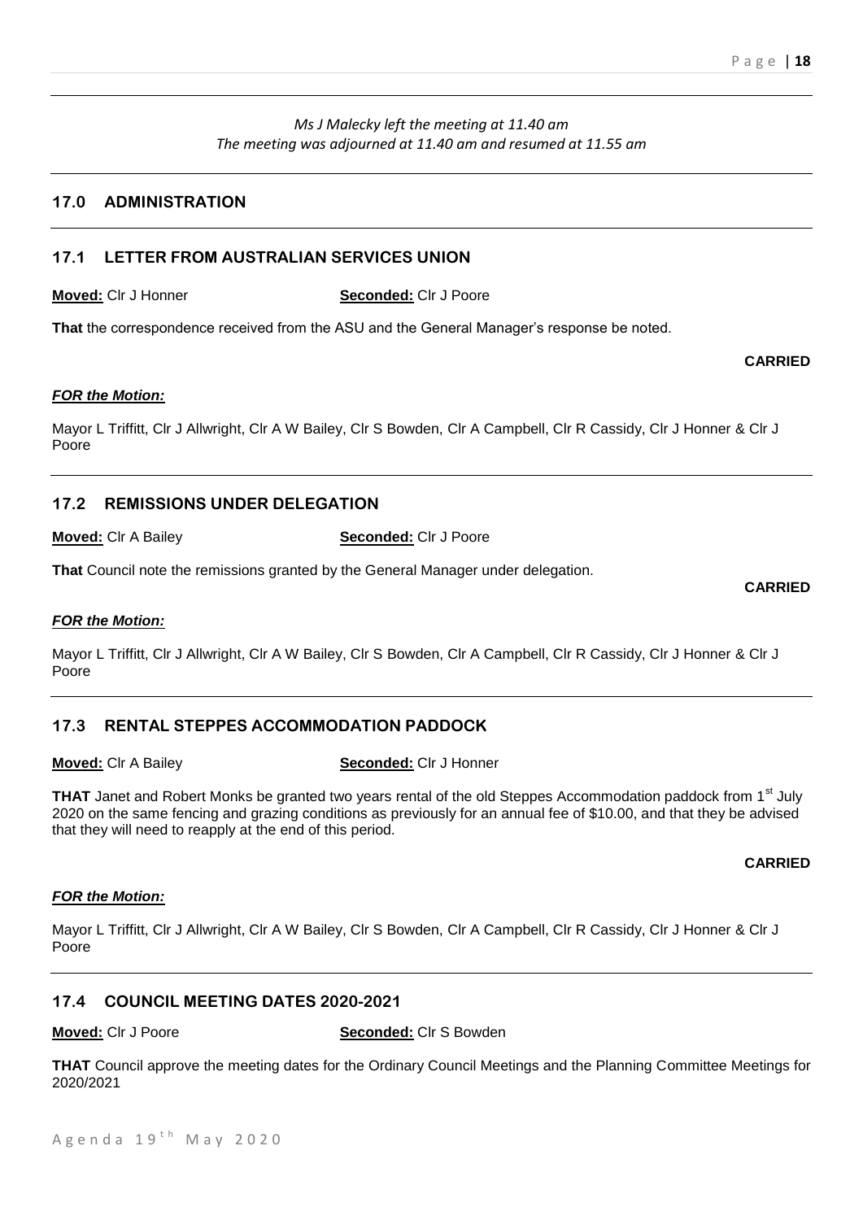*Ms J Malecky left the meeting at 11.40 am*
*The meeting was adjourned at 11.40 am and resumed at 11.55 am*

## 17.0 ADMINISTRATION

### 17.1 LETTER FROM AUSTRALIAN SERVICES UNION

**Moved:** Clr J Honner **Seconded:** Clr J Poore

**That** the correspondence received from the ASU and the General Manager's response be noted.

**CARRIED**

***FOR the Motion:***

Mayor L Triffitt, Clr J Allwright, Clr A W Bailey, Clr S Bowden, Clr A Campbell, Clr R Cassidy, Clr J Honner & Clr J Poore

### 17.2 REMISSIONS UNDER DELEGATION

**Moved:** Clr A Bailey **Seconded:** Clr J Poore

**That** Council note the remissions granted by the General Manager under delegation.

**CARRIED**

***FOR the Motion:***

Mayor L Triffitt, Clr J Allwright, Clr A W Bailey, Clr S Bowden, Clr A Campbell, Clr R Cassidy, Clr J Honner & Clr J Poore

### 17.3 RENTAL STEPPES ACCOMMODATION PADDOCK

**Moved:** Clr A Bailey **Seconded:** Clr J Honner

**THAT** Janet and Robert Monks be granted two years rental of the old Steppes Accommodation paddock from 1st July 2020 on the same fencing and grazing conditions as previously for an annual fee of $10.00, and that they be advised that they will need to reapply at the end of this period.

**CARRIED**

***FOR the Motion:***

Mayor L Triffitt, Clr J Allwright, Clr A W Bailey, Clr S Bowden, Clr A Campbell, Clr R Cassidy, Clr J Honner & Clr J Poore

### 17.4 COUNCIL MEETING DATES 2020-2021

**Moved:** Clr J Poore **Seconded:** Clr S Bowden

**THAT** Council approve the meeting dates for the Ordinary Council Meetings and the Planning Committee Meetings for 2020/2021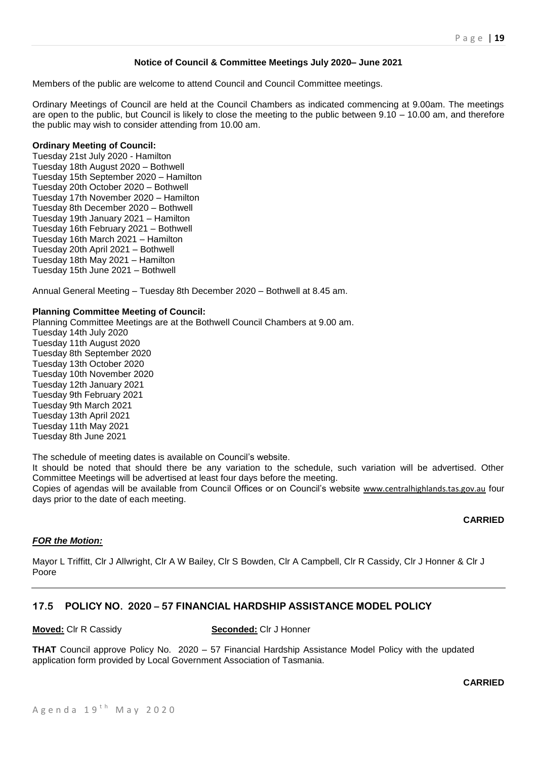**Notice of Council & Committee Meetings July 2020– June 2021**

Members of the public are welcome to attend Council and Council Committee meetings.

Ordinary Meetings of Council are held at the Council Chambers as indicated commencing at 9.00am. The meetings are open to the public, but Council is likely to close the meeting to the public between 9.10 – 10.00 am, and therefore the public may wish to consider attending from 10.00 am.

**Ordinary Meeting of Council:**

Tuesday 21st July 2020 - Hamilton
Tuesday 18th August 2020 – Bothwell
Tuesday 15th September 2020 – Hamilton
Tuesday 20th October 2020 – Bothwell
Tuesday 17th November 2020 – Hamilton
Tuesday 8th December 2020 – Bothwell
Tuesday 19th January 2021 – Hamilton
Tuesday 16th February 2021 – Bothwell
Tuesday 16th March 2021 – Hamilton
Tuesday 20th April 2021 – Bothwell
Tuesday 18th May 2021 – Hamilton
Tuesday 15th June 2021 – Bothwell

Annual General Meeting – Tuesday 8th December 2020 – Bothwell at 8.45 am.

**Planning Committee Meeting of Council:**

Planning Committee Meetings are at the Bothwell Council Chambers at 9.00 am.
Tuesday 14th July 2020
Tuesday 11th August 2020
Tuesday 8th September 2020
Tuesday 13th October 2020
Tuesday 10th November 2020
Tuesday 12th January 2021
Tuesday 9th February 2021
Tuesday 9th March 2021
Tuesday 13th April 2021
Tuesday 11th May 2021
Tuesday 8th June 2021

The schedule of meeting dates is available on Council's website.
It should be noted that should there be any variation to the schedule, such variation will be advertised. Other Committee Meetings will be advertised at least four days before the meeting.
Copies of agendas will be available from Council Offices or on Council's website www.centralhighlands.tas.gov.au four days prior to the date of each meeting.

**CARRIED**

***FOR the Motion:***

Mayor L Triffitt, Clr J Allwright, Clr A W Bailey, Clr S Bowden, Clr A Campbell, Clr R Cassidy, Clr J Honner & Clr J Poore

## 17.5 POLICY NO. 2020 – 57 FINANCIAL HARDSHIP ASSISTANCE MODEL POLICY

**Moved:** Clr R Cassidy **Seconded:** Clr J Honner

**THAT** Council approve Policy No. 2020 – 57 Financial Hardship Assistance Model Policy with the updated application form provided by Local Government Association of Tasmania.

**CARRIED**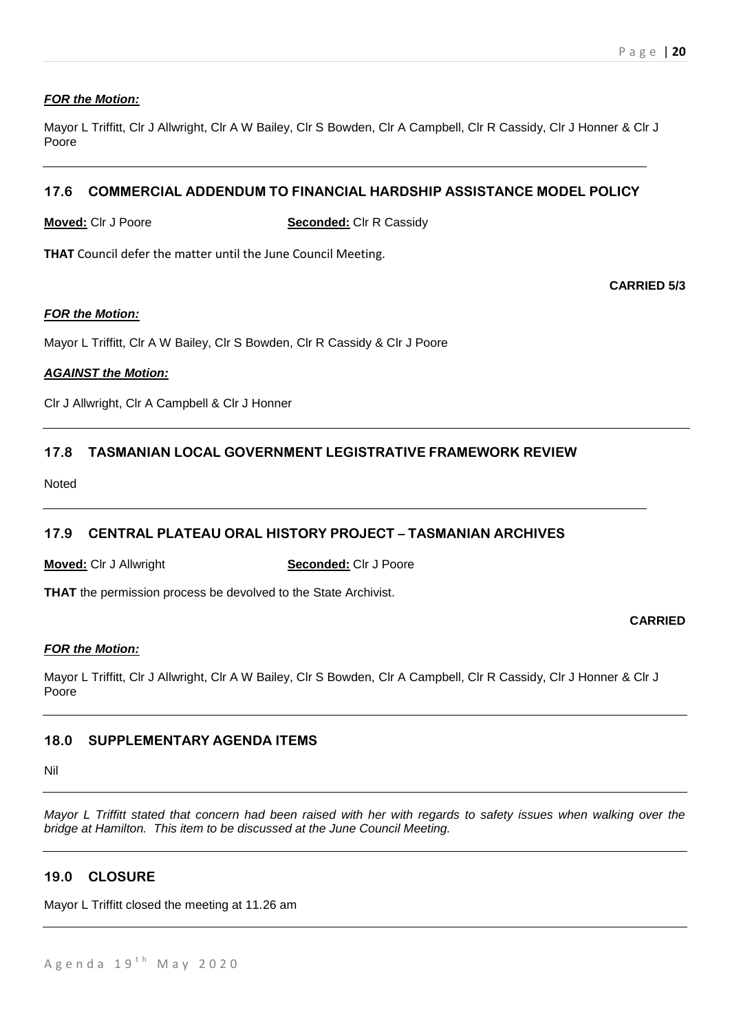***FOR the Motion:***

Mayor L Triffitt, Clr J Allwright, Clr A W Bailey, Clr S Bowden, Clr A Campbell, Clr R Cassidy, Clr J Honner & Clr J Poore

---

## 17.6 COMMERCIAL ADDENDUM TO FINANCIAL HARDSHIP ASSISTANCE MODEL POLICY

**Moved:** Clr J Poore **Seconded:** Clr R Cassidy

**THAT** Council defer the matter until the June Council Meeting.

**CARRIED 5/3**

***FOR the Motion:***

Mayor L Triffitt, Clr A W Bailey, Clr S Bowden, Clr R Cassidy & Clr J Poore

***AGAINST the Motion:***

Clr J Allwright, Clr A Campbell & Clr J Honner

---

## 17.8 TASMANIAN LOCAL GOVERNMENT LEGISTRATIVE FRAMEWORK REVIEW

Noted

---

## 17.9 CENTRAL PLATEAU ORAL HISTORY PROJECT – TASMANIAN ARCHIVES

**Moved:** Clr J Allwright **Seconded:** Clr J Poore

**THAT** the permission process be devolved to the State Archivist.

**CARRIED**

***FOR the Motion:***

Mayor L Triffitt, Clr J Allwright, Clr A W Bailey, Clr S Bowden, Clr A Campbell, Clr R Cassidy, Clr J Honner & Clr J Poore

---

## 18.0 SUPPLEMENTARY AGENDA ITEMS

Nil

---

*Mayor L Triffitt stated that concern had been raised with her with regards to safety issues when walking over the bridge at Hamilton. This item to be discussed at the June Council Meeting.*

---

## 19.0 CLOSURE

Mayor L Triffitt closed the meeting at 11.26 am